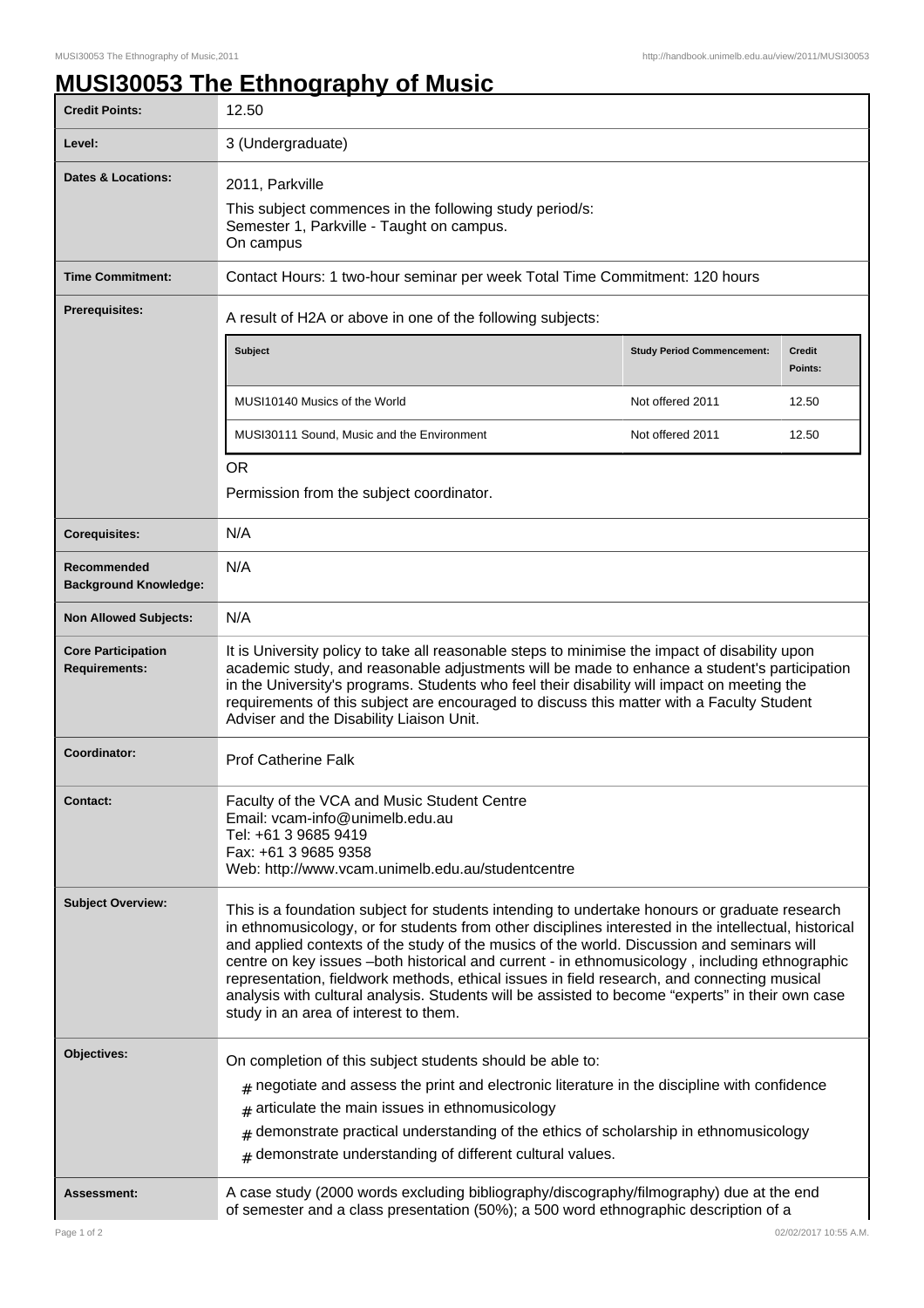# MUSI30053 The Ethnography of Music

| | |
|---|---|
| **Credit Points:** | 12.50 |
| **Level:** | 3 (Undergraduate) |
| **Dates & Locations:** | 2011, Parkville<br>This subject commences in the following study period/s:<br>Semester 1, Parkville - Taught on campus.<br>On campus |
| **Time Commitment:** | Contact Hours: 1 two-hour seminar per week Total Time Commitment: 120 hours |
| **Prerequisites:** | A result of H2A or above in one of the following subjects:<br><br>**Subject** / **Study Period Commencement:** / **Credit Points:**<br>MUSI10140 Musics of the World / Not offered 2011 / 12.50<br>MUSI30111 Sound, Music and the Environment / Not offered 2011 / 12.50<br><br>OR<br>Permission from the subject coordinator. |
| **Corequisites:** | N/A |
| **Recommended Background Knowledge:** | N/A |
| **Non Allowed Subjects:** | N/A |
| **Core Participation Requirements:** | It is University policy to take all reasonable steps to minimise the impact of disability upon academic study, and reasonable adjustments will be made to enhance a student's participation in the University's programs. Students who feel their disability will impact on meeting the requirements of this subject are encouraged to discuss this matter with a Faculty Student Adviser and the Disability Liaison Unit. |
| **Coordinator:** | Prof Catherine Falk |
| **Contact:** | Faculty of the VCA and Music Student Centre<br>Email: vcam-info@unimelb.edu.au<br>Tel: +61 3 9685 9419<br>Fax: +61 3 9685 9358<br>Web: http://www.vcam.unimelb.edu.au/studentcentre |
| **Subject Overview:** | This is a foundation subject for students intending to undertake honours or graduate research in ethnomusicology, or for students from other disciplines interested in the intellectual, historical and applied contexts of the study of the musics of the world. Discussion and seminars will centre on key issues –both historical and current - in ethnomusicology , including ethnographic representation, fieldwork methods, ethical issues in field research, and connecting musical analysis with cultural analysis. Students will be assisted to become "experts" in their own case study in an area of interest to them. |
| **Objectives:** | On completion of this subject students should be able to:<br># negotiate and assess the print and electronic literature in the discipline with confidence<br># articulate the main issues in ethnomusicology<br># demonstrate practical understanding of the ethics of scholarship in ethnomusicology<br># demonstrate understanding of different cultural values. |
| **Assessment:** | A case study (2000 words excluding bibliography/discography/filmography) due at the end of semester and a class presentation (50%); a 500 word ethnographic description of a |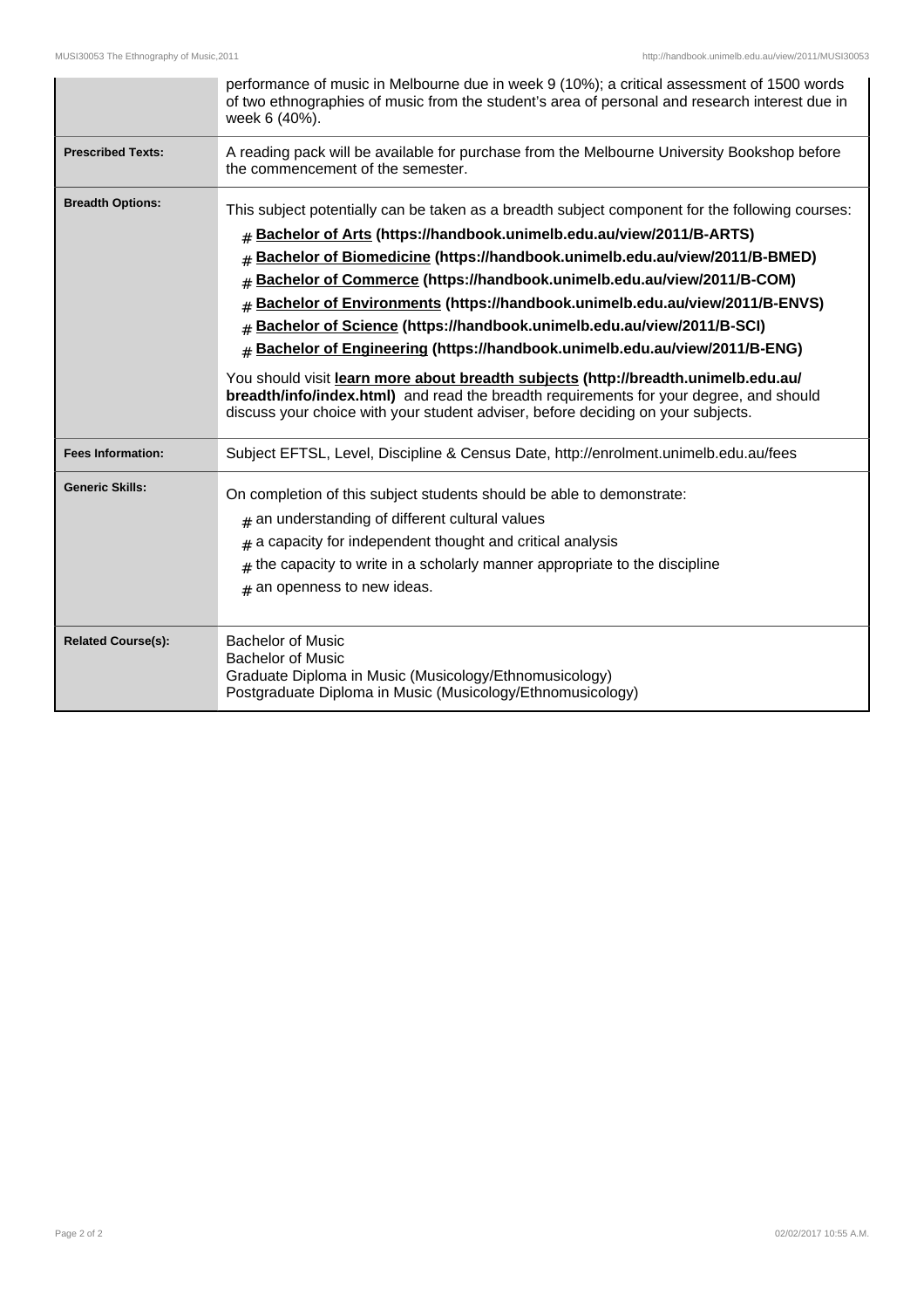| | |
|---|---|
| | performance of music in Melbourne due in week 9 (10%); a critical assessment of 1500 words of two ethnographies of music from the student's area of personal and research interest due in week 6 (40%). |
| **Prescribed Texts:** | A reading pack will be available for purchase from the Melbourne University Bookshop before the commencement of the semester. |
| **Breadth Options:** | This subject potentially can be taken as a breadth subject component for the following courses:<br># **Bachelor of Arts (https://handbook.unimelb.edu.au/view/2011/B-ARTS)**<br># **Bachelor of Biomedicine (https://handbook.unimelb.edu.au/view/2011/B-BMED)**<br># **Bachelor of Commerce (https://handbook.unimelb.edu.au/view/2011/B-COM)**<br># **Bachelor of Environments (https://handbook.unimelb.edu.au/view/2011/B-ENVS)**<br># **Bachelor of Science (https://handbook.unimelb.edu.au/view/2011/B-SCI)**<br># **Bachelor of Engineering (https://handbook.unimelb.edu.au/view/2011/B-ENG)**<br>You should visit **learn more about breadth subjects (http://breadth.unimelb.edu.au/breadth/info/index.html)** and read the breadth requirements for your degree, and should discuss your choice with your student adviser, before deciding on your subjects. |
| **Fees Information:** | Subject EFTSL, Level, Discipline & Census Date, http://enrolment.unimelb.edu.au/fees |
| **Generic Skills:** | On completion of this subject students should be able to demonstrate:<br># an understanding of different cultural values<br># a capacity for independent thought and critical analysis<br># the capacity to write in a scholarly manner appropriate to the discipline<br># an openness to new ideas. |
| **Related Course(s):** | Bachelor of Music<br>Bachelor of Music<br>Graduate Diploma in Music (Musicology/Ethnomusicology)<br>Postgraduate Diploma in Music (Musicology/Ethnomusicology) |